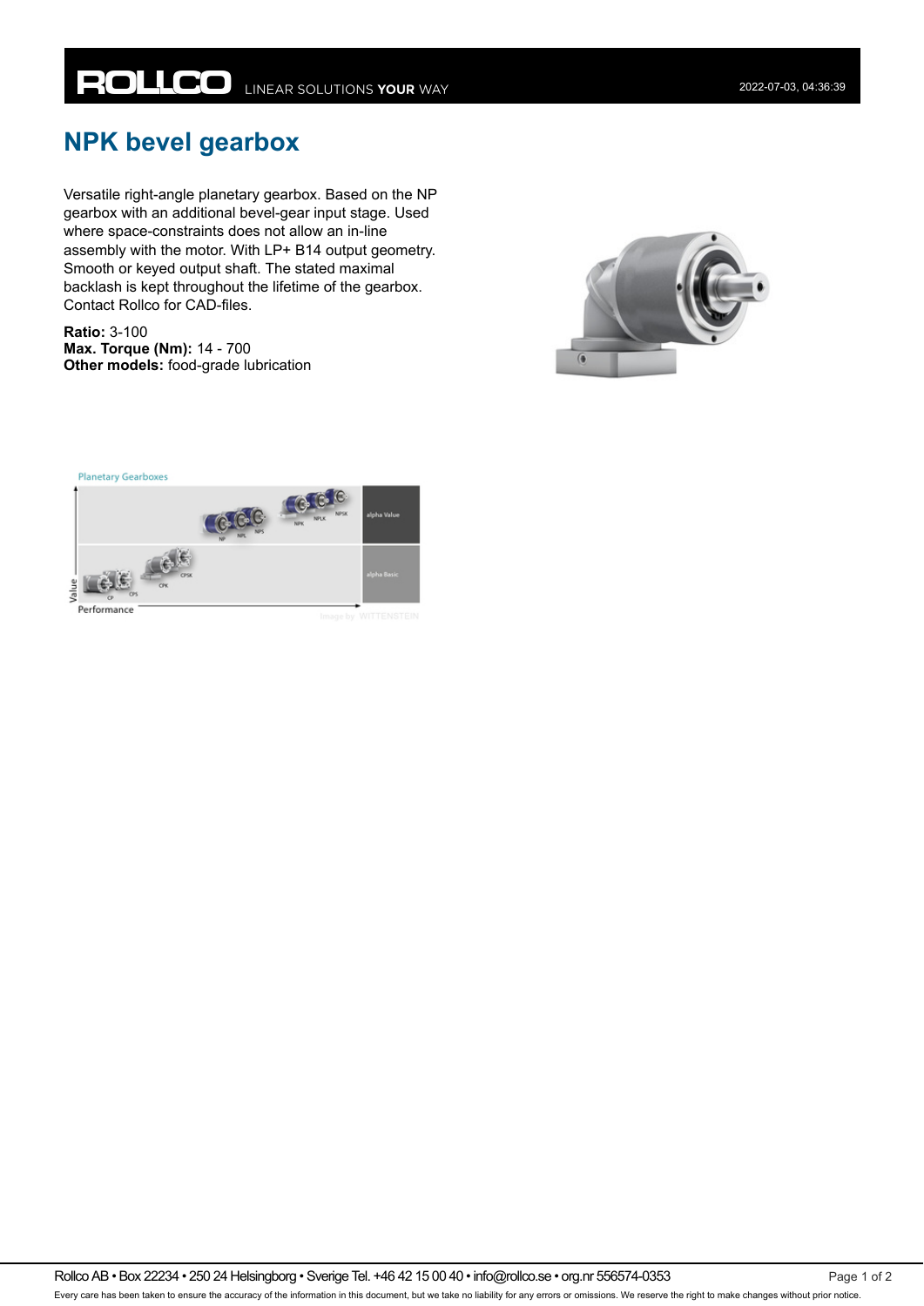# NPK bevel gearbox

Versatile right-angle planetary gearbox. Based on the NP gearbox with an additional bevel-gear input stage. Used where space-constraints does not allow an in-line assembly with the motor. With LP+ B14 output geometry. Smooth or keyed output shaft. The stated maximal backlash is kept throughout the lifetime of the gearbox. Contact Rollco for CAD-files.

**Ratio:** 3-100
**Max. Torque (Nm):** 14 - 700
**Other models:** food-grade lubrication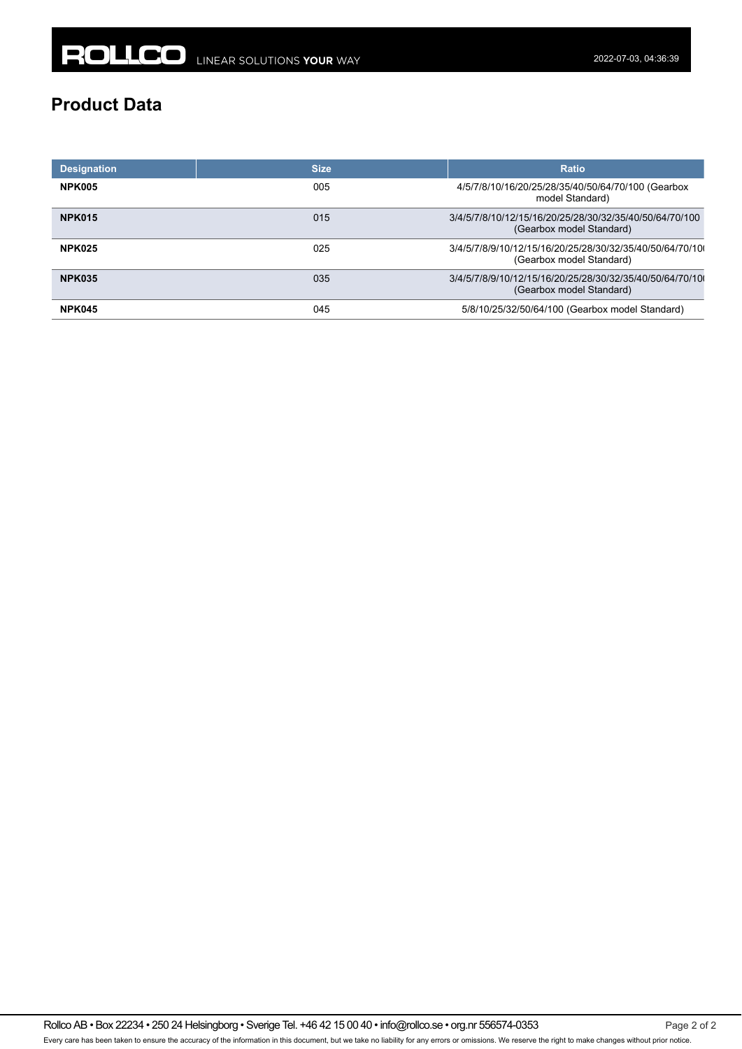## Product Data

| Designation | Size | Ratio |
|---|---|---|
| **NPK005** | 005 | 4/5/7/8/10/16/20/25/28/35/40/50/64/70/100 (Gearbox model Standard) |
| **NPK015** | 015 | 3/4/5/7/8/10/12/15/16/20/25/28/30/32/35/40/50/64/70/100 (Gearbox model Standard) |
| **NPK025** | 025 | 3/4/5/7/8/9/10/12/15/16/20/25/28/30/32/35/40/50/64/70/10( (Gearbox model Standard) |
| **NPK035** | 035 | 3/4/5/7/8/9/10/12/15/16/20/25/28/30/32/35/40/50/64/70/10( (Gearbox model Standard) |
| **NPK045** | 045 | 5/8/10/25/32/50/64/100 (Gearbox model Standard) |

Rollco AB • Box 22234 • 250 24 Helsingborg • Sverige Tel. +46 42 15 00 40 • info@rollco.se • org.nr 556574-0353

Every care has been taken to ensure the accuracy of the information in this document, but we take no liability for any errors or omissions. We reserve the right to make changes without prior notice.